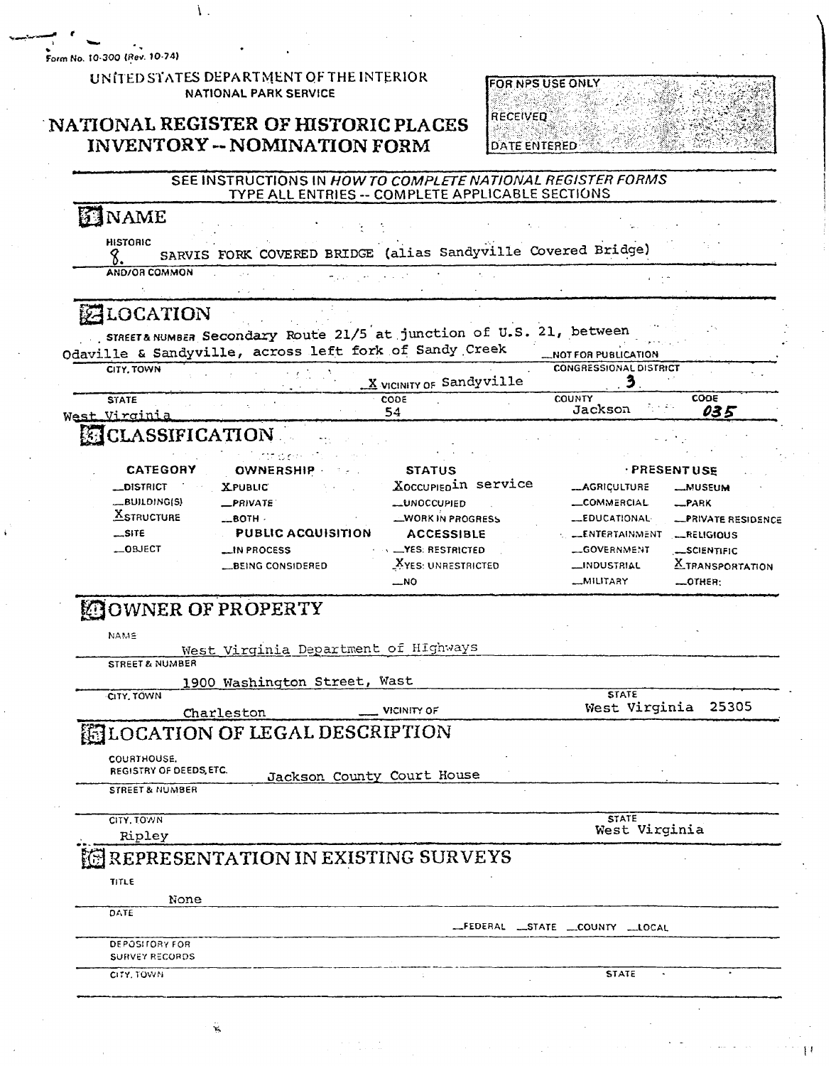Form No. 10-300 (Rev. 10-74)

UNITED STATES DEPARTMENT OF THE INTERIOR
NATIONAL PARK SERVICE

# NATIONAL REGISTER OF HISTORIC PLACES INVENTORY -- NOMINATION FORM

| FOR NPS USE ONLY |
|---|
| RECEIVED |
| DATE ENTERED |

SEE INSTRUCTIONS IN *HOW TO COMPLETE NATIONAL REGISTER FORMS*
TYPE ALL ENTRIES -- COMPLETE APPLICABLE SECTIONS

## 1 NAME

HISTORIC

8. SARVIS FORK COVERED BRIDGE (alias Sandyville Covered Bridge)

AND/OR COMMON

## 2 LOCATION

STREET & NUMBER Secondary Route 21/5 at junction of U.S. 21, between Odaville & Sandyville, across left fork of Sandy Creek

__NOT FOR PUBLICATION

CITY, TOWN

X VICINITY OF Sandyville

CONGRESSIONAL DISTRICT 3

STATE West Virginia | CODE 54 | COUNTY Jackson | CODE 035

## 3 CLASSIFICATION

| CATEGORY | OWNERSHIP | STATUS | PRESENT USE | |
|---|---|---|---|---|
| __DISTRICT | X PUBLIC | X OCCUPIED in service | __AGRICULTURE | __MUSEUM |
| __BUILDING(S) | __PRIVATE | __UNOCCUPIED | __COMMERCIAL | __PARK |
| X STRUCTURE | __BOTH | __WORK IN PROGRESS | __EDUCATIONAL | __PRIVATE RESIDENCE |
| __SITE | PUBLIC ACQUISITION | ACCESSIBLE | __ENTERTAINMENT | __RELIGIOUS |
| __OBJECT | __IN PROCESS | __YES: RESTRICTED | __GOVERNMENT | __SCIENTIFIC |
| | __BEING CONSIDERED | X YES: UNRESTRICTED | __INDUSTRIAL | X TRANSPORTATION |
| | | __NO | __MILITARY | __OTHER: |

## 4 OWNER OF PROPERTY

NAME

West Virginia Department of Highways

STREET & NUMBER

1900 Washington Street, Wast

CITY, TOWN

Charleston __ VICINITY OF

STATE

West Virginia 25305

## 5 LOCATION OF LEGAL DESCRIPTION

COURTHOUSE, REGISTRY OF DEEDS, ETC. Jackson County Court House

STREET & NUMBER

CITY, TOWN

Ripley

STATE

West Virginia

## 6 REPRESENTATION IN EXISTING SURVEYS

TITLE

None

DATE

__FEDERAL __STATE __COUNTY __LOCAL

DEPOSITORY FOR SURVEY RECORDS

CITY, TOWN

STATE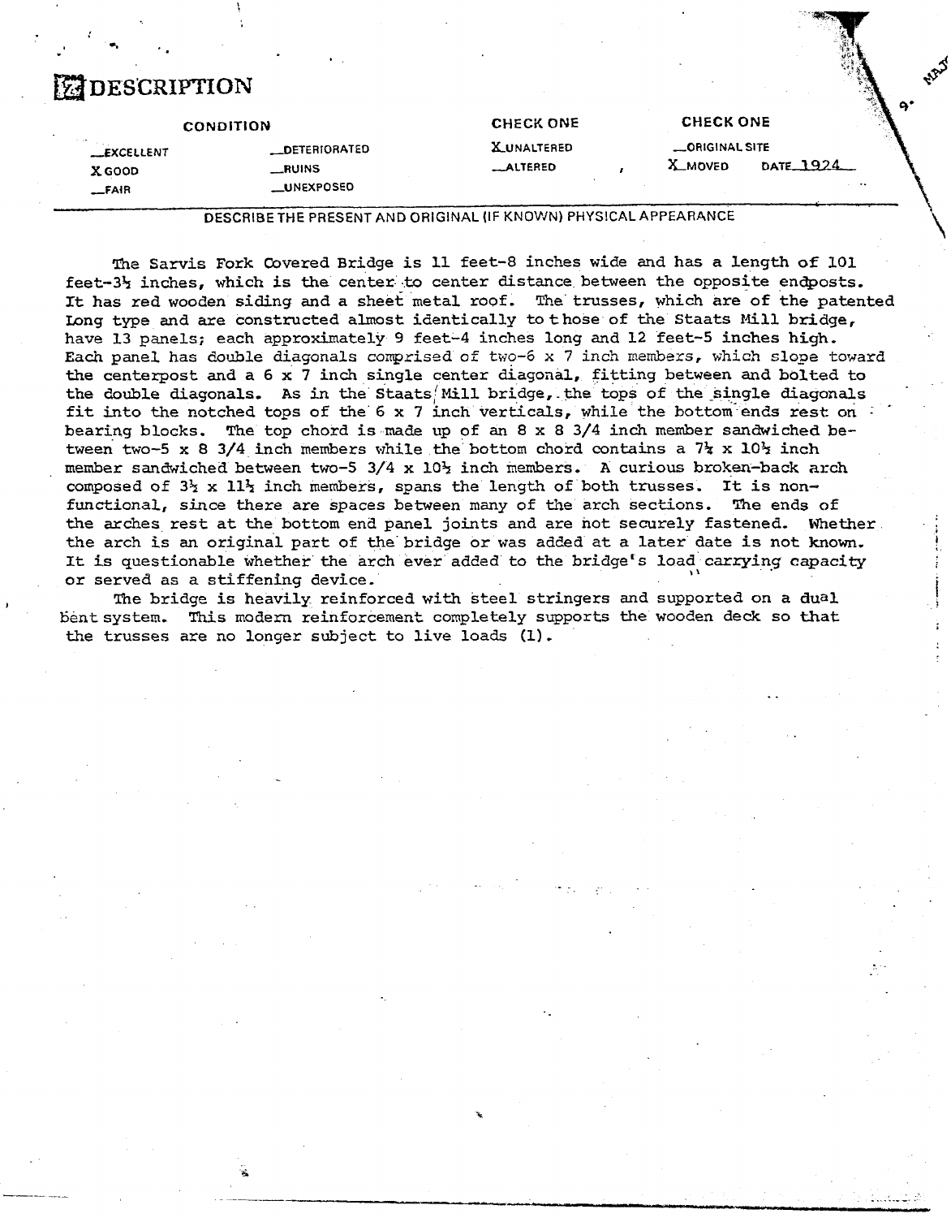## 7 DESCRIPTION

| CONDITION | | CHECK ONE | CHECK ONE | |
|---|---|---|---|---|
| __EXCELLENT | __DETERIORATED | X UNALTERED | __ORIGINAL SITE | |
| X GOOD | __RUINS | __ALTERED | X MOVED | DATE 1924 |
| __FAIR | __UNEXPOSED | | | |

DESCRIBE THE PRESENT AND ORIGINAL (IF KNOWN) PHYSICAL APPEARANCE

The Sarvis Fork Covered Bridge is 11 feet-8 inches wide and has a length of 101 feet-3½ inches, which is the center to center distance between the opposite endposts. It has red wooden siding and a sheet metal roof. The trusses, which are of the patented Long type and are constructed almost identically to those of the Staats Mill bridge, have 13 panels; each approximately 9 feet-4 inches long and 12 feet-5 inches high. Each panel has double diagonals comprised of two-6 x 7 inch members, which slope toward the centerpost and a 6 x 7 inch single center diagonal, fitting between and bolted to the double diagonals. As in the Staats Mill bridge, the tops of the single diagonals fit into the notched tops of the 6 x 7 inch verticals, while the bottom ends rest on bearing blocks. The top chord is made up of an 8 x 8 3/4 inch member sandwiched between two-5 x 8 3/4 inch members while the bottom chord contains a 7½ x 10½ inch member sandwiched between two-5 3/4 x 10½ inch members. A curious broken-back arch composed of 3½ x 11½ inch members, spans the length of both trusses. It is non-functional, since there are spaces between many of the arch sections. The ends of the arches rest at the bottom end panel joints and are not securely fastened. Whether the arch is an original part of the bridge or was added at a later date is not known. It is questionable whether the arch ever added to the bridge's load carrying capacity or served as a stiffening device.

The bridge is heavily reinforced with steel stringers and supported on a dual bent system. This modern reinforcement completely supports the wooden deck so that the trusses are no longer subject to live loads (1).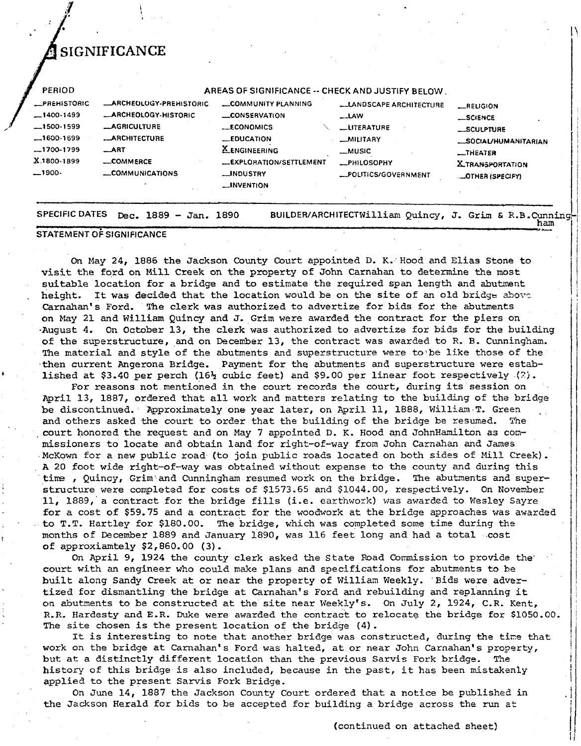# 8 SIGNIFICANCE

| PERIOD | AREAS OF SIGNIFICANCE -- CHECK AND JUSTIFY BELOW | | | |
|---|---|---|---|---|
| __PREHISTORIC | __ARCHEOLOGY-PREHISTORIC | __COMMUNITY PLANNING | __LANDSCAPE ARCHITECTURE | __RELIGION |
| __1400-1499 | __ARCHEOLOGY-HISTORIC | __CONSERVATION | __LAW | __SCIENCE |
| __1500-1599 | __AGRICULTURE | __ECONOMICS | __LITERATURE | __SCULPTURE |
| __1600-1699 | __ARCHITECTURE | __EDUCATION | __MILITARY | __SOCIAL/HUMANITARIAN |
| __1700-1799 | __ART | X ENGINEERING | __MUSIC | __THEATER |
| X 1800-1899 | __COMMERCE | __EXPLORATION/SETTLEMENT | __PHILOSOPHY | X TRANSPORTATION |
| __1900- | __COMMUNICATIONS | __INDUSTRY | __POLITICS/GOVERNMENT | __OTHER (SPECIFY) |
| | | __INVENTION | | |

SPECIFIC DATES Dec. 1889 - Jan. 1890 BUILDER/ARCHITECT William Quincy, J. Grim & R.B.Cunningham

## STATEMENT OF SIGNIFICANCE

On May 24, 1886 the Jackson County Court appointed D. K. Hood and Elias Stone to visit the ford on Mill Creek on the property of John Carnahan to determine the most suitable location for a bridge and to estimate the required span length and abutment height. It was decided that the location would be on the site of an old bridge above Carnahan's Ford. The clerk was authorized to advertize for bids for the abutments on May 21 and William Quincy and J. Grim were awarded the contract for the piers on August 4. On October 13, the clerk was authorized to advertize for bids for the building of the superstructure, and on December 13, the contract was awarded to R. B. Cunningham. The material and style of the abutments and superstructure were to be like those of the then current Angerona Bridge. Payment for the abutments and superstructure were established at $3.40 per perch (16½ cubic feet) and $9.00 per linear foot respectively (2).

For reasons not mentioned in the court records the court, during its session on April 13, 1887, ordered that all work and matters relating to the building of the bridge be discontinued. Approximately one year later, on April 11, 1888, William T. Green and others asked the court to order that the building of the bridge be resumed. The court honored the request and on May 7 appointed D. K. Hood and JohnHamilton as commissioners to locate and obtain land for right-of-way from John Carnahan and James McKown for a new public road (to join public roads located on both sides of Mill Creek). A 20 foot wide right-of-way was obtained without expense to the county and during this time , Quincy, Grim and Cunningham resumed work on the bridge. The abutments and superstructure were completed for costs of $1573.65 and $1044.00, respectively. On November 11, 1889, a contract for the bridge fills (i.e. earthwork) was awarded to Wesley Sayre for a cost of $59.75 and a contract for the woodwork at the bridge approaches was awarded to T.T. Hartley for $180.00. The bridge, which was completed some time during the months of December 1889 and January 1890, was 116 feet long and had a total cost of approxiamtely $2,860.00 (3).

On April 9, 1924 the county clerk asked the State Road Commission to provide the court with an engineer who could make plans and specifications for abutments to be built along Sandy Creek at or near the property of William Weekly. Bids were advertized for dismantling the bridge at Carnahan's Ford and rebuilding and replanning it on abutments to be constructed at the site near Weekly's. On July 2, 1924, C.R. Kent, R.R. Hardesty and E.R. Duke were awarded the contract to relocate the bridge for $1050.00. The site chosen is the present location of the bridge (4).

It is interesting to note that another bridge was constructed, during the time that work on the bridge at Carnahan's Ford was halted, at or near John Carnahan's property, but at a distinctly different location than the previous Sarvis Fork bridge. The history of this bridge is also included, because in the past, it has been mistakenly applied to the present Sarvis Fork Bridge.

On June 14, 1887 the Jackson County Court ordered that a notice be published in the Jackson Herald for bids to be accepted for building a bridge across the run at

(continued on attached sheet)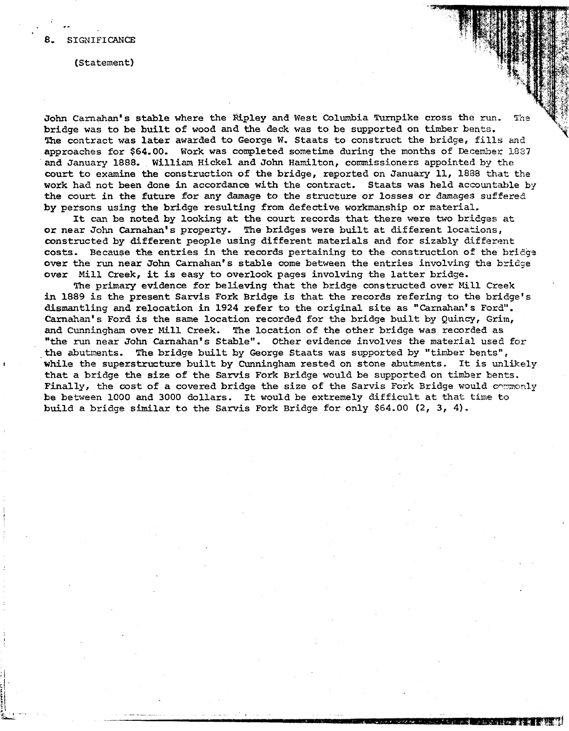8. SIGNIFICANCE

(Statement)

John Carnahan's stable where the Ripley and West Columbia Turnpike cross the run. The bridge was to be built of wood and the deck was to be supported on timber bents. The contract was later awarded to George W. Staats to construct the bridge, fills and approaches for $64.00. Work was completed sometime during the months of December 1887 and January 1888. William Hickel and John Hamilton, commissioners appointed by the court to examine the construction of the bridge, reported on January 11, 1888 that the work had not been done in accordance with the contract. Staats was held accountable by the court in the future for any damage to the structure or losses or damages suffered by persons using the bridge resulting from defective workmanship or material.

It can be noted by looking at the court records that there were two bridges at or near John Carnahan's property. The bridges were built at different locations, constructed by different people using different materials and for sizably different costs. Because the entries in the records pertaining to the construction of the bridge over the run near John Carnahan's stable come between the entries involving the bridge over Mill Creek, it is easy to overlook pages involving the latter bridge.

The primary evidence for believing that the bridge constructed over Mill Creek in 1889 is the present Sarvis Fork Bridge is that the records refering to the bridge's dismantling and relocation in 1924 refer to the original site as "Carnahan's Ford". Carnahan's Ford is the same location recorded for the bridge built by Quincy, Grim, and Cunningham over Mill Creek. The location of the other bridge was recorded as "the run near John Carnahan's Stable". Other evidence involves the material used for the abutments. The bridge built by George Staats was supported by "timber bents", while the superstructure built by Cunningham rested on stone abutments. It is unlikely that a bridge the size of the Sarvis Fork Bridge would be supported on timber bents. Finally, the cost of a covered bridge the size of the Sarvis Fork Bridge would commonly be between 1000 and 3000 dollars. It would be extremely difficult at that time to build a bridge similar to the Sarvis Fork Bridge for only $64.00 (2, 3, 4).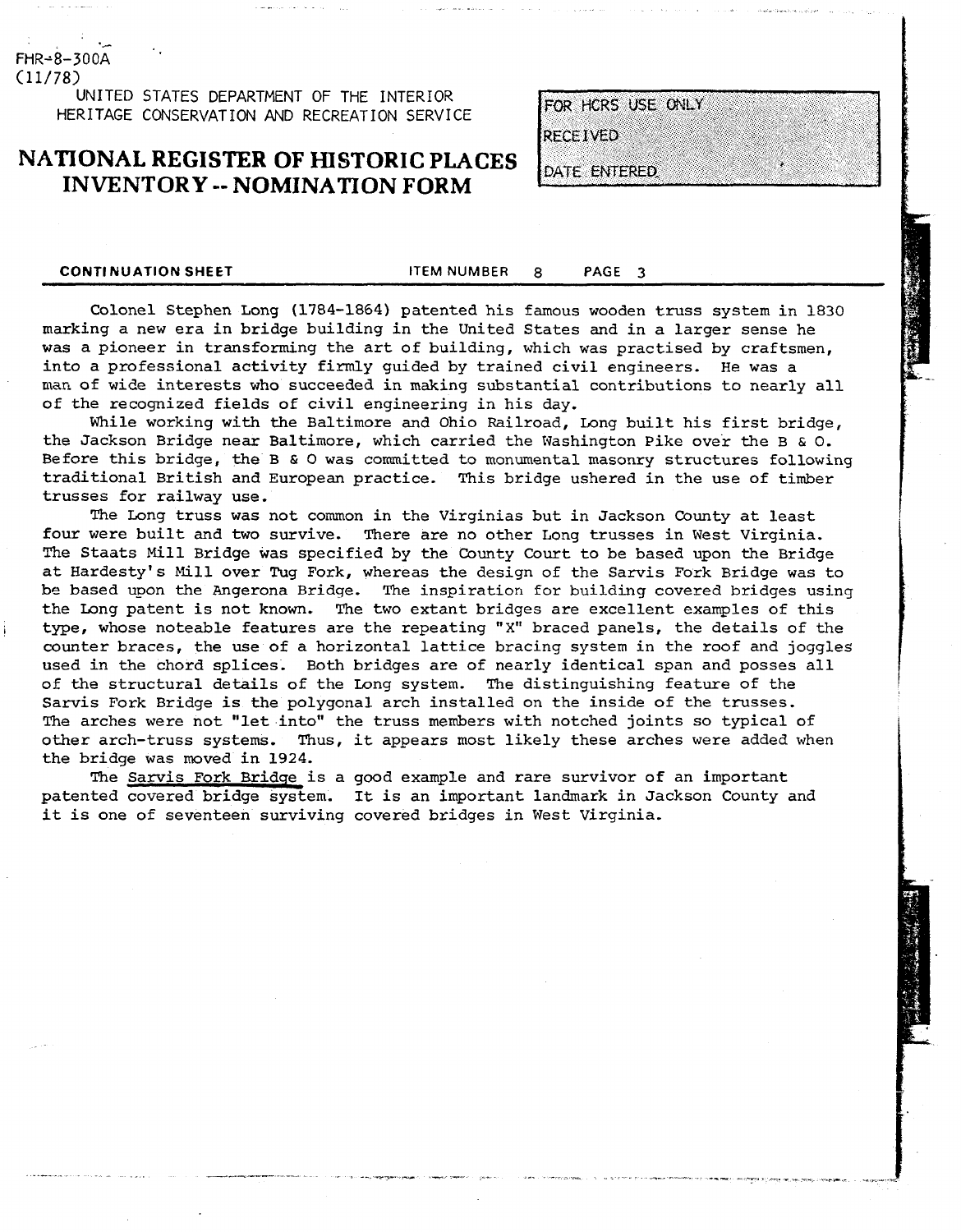FHR-8-300A
(11/78)

UNITED STATES DEPARTMENT OF THE INTERIOR
HERITAGE CONSERVATION AND RECREATION SERVICE

# NATIONAL REGISTER OF HISTORIC PLACES INVENTORY -- NOMINATION FORM

| FOR HCRS USE ONLY |
| --- |
| RECEIVED |
| DATE ENTERED |

**CONTINUATION SHEET** ITEM NUMBER 8 PAGE 3

Colonel Stephen Long (1784-1864) patented his famous wooden truss system in 1830 marking a new era in bridge building in the United States and in a larger sense he was a pioneer in transforming the art of building, which was practised by craftsmen, into a professional activity firmly guided by trained civil engineers. He was a man of wide interests who succeeded in making substantial contributions to nearly all of the recognized fields of civil engineering in his day.

While working with the Baltimore and Ohio Railroad, Long built his first bridge, the Jackson Bridge near Baltimore, which carried the Washington Pike over the B & O. Before this bridge, the B & O was committed to monumental masonry structures following traditional British and European practice. This bridge ushered in the use of timber trusses for railway use.

The Long truss was not common in the Virginias but in Jackson County at least four were built and two survive. There are no other Long trusses in West Virginia. The Staats Mill Bridge was specified by the County Court to be based upon the Bridge at Hardesty's Mill over Tug Fork, whereas the design of the Sarvis Fork Bridge was to be based upon the Angerona Bridge. The inspiration for building covered bridges using the Long patent is not known. The two extant bridges are excellent examples of this type, whose noteable features are the repeating "X" braced panels, the details of the counter braces, the use of a horizontal lattice bracing system in the roof and joggles used in the chord splices. Both bridges are of nearly identical span and posses all of the structural details of the Long system. The distinguishing feature of the Sarvis Fork Bridge is the polygonal arch installed on the inside of the trusses. The arches were not "let into" the truss members with notched joints so typical of other arch-truss systems. Thus, it appears most likely these arches were added when the bridge was moved in 1924.

The Sarvis Fork Bridge is a good example and rare survivor of an important patented covered bridge system. It is an important landmark in Jackson County and it is one of seventeen surviving covered bridges in West Virginia.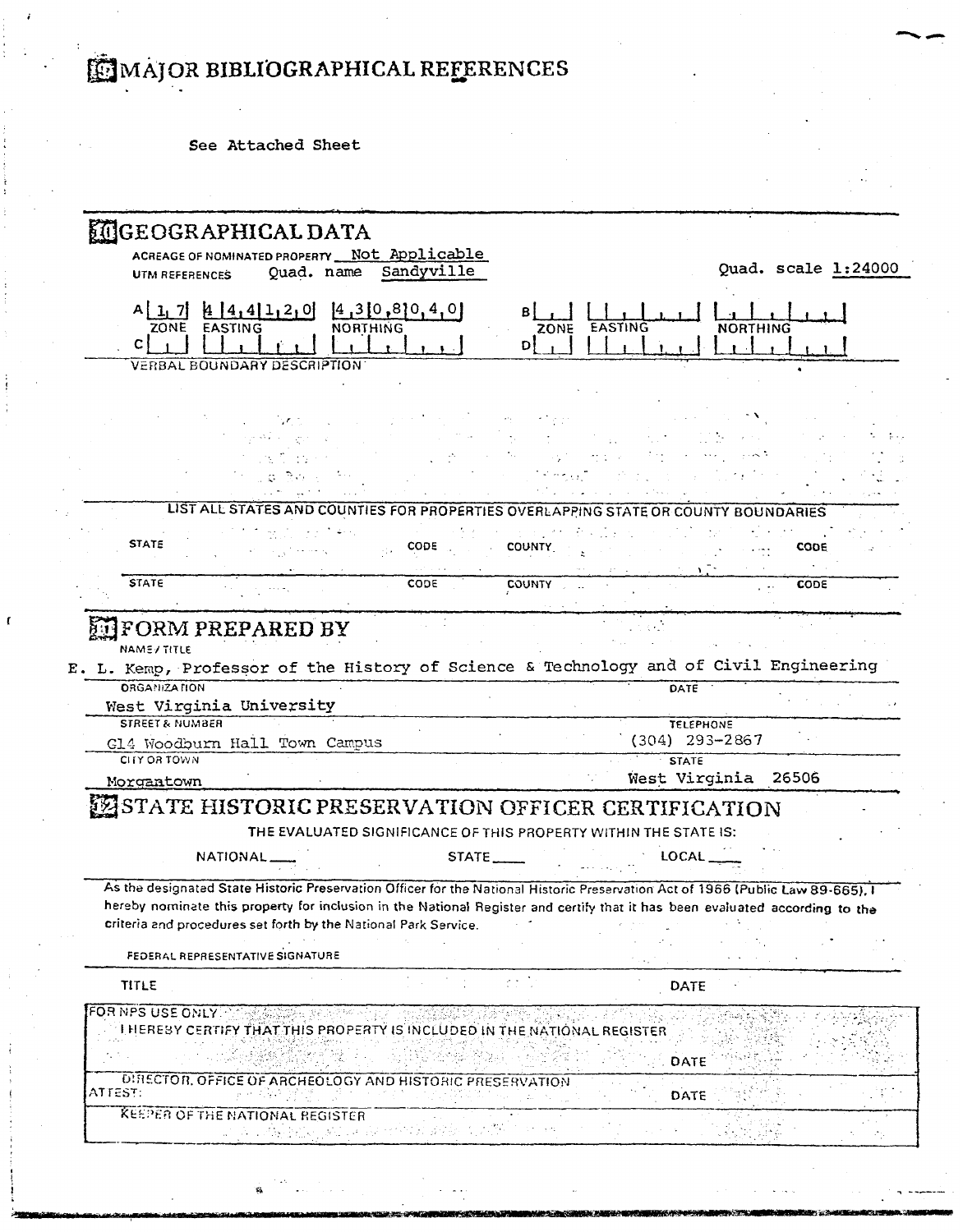## 9 MAJOR BIBLIOGRAPHICAL REFERENCES

See Attached Sheet

## 10 GEOGRAPHICAL DATA

ACREAGE OF NOMINATED PROPERTY Not Applicable

UTM REFERENCES Quad. name Sandyville Quad. scale 1:24000

| | ZONE | EASTING | NORTHING | | ZONE | EASTING | NORTHING |
|---|---|---|---|---|---|---|---|
| A | 17 | 444120 | 4308040 | B | | | |
| C | | | | D | | | |

VERBAL BOUNDARY DESCRIPTION

LIST ALL STATES AND COUNTIES FOR PROPERTIES OVERLAPPING STATE OR COUNTY BOUNDARIES

| STATE | CODE | COUNTY | CODE |
|---|---|---|---|
| STATE | CODE | COUNTY | CODE |

## 11 FORM PREPARED BY

NAME / TITLE
E. L. Kemp, Professor of the History of Science & Technology and of Civil Engineering

ORGANIZATION
West Virginia University

DATE

STREET & NUMBER
G14 Woodburn Hall Town Campus

TELEPHONE
(304) 293-2867

CITY OR TOWN
Morgantown

STATE
West Virginia 26506

## 12 STATE HISTORIC PRESERVATION OFFICER CERTIFICATION

THE EVALUATED SIGNIFICANCE OF THIS PROPERTY WITHIN THE STATE IS:

NATIONAL ___ STATE ___ LOCAL ___

As the designated State Historic Preservation Officer for the National Historic Preservation Act of 1966 (Public Law 89-665), I hereby nominate this property for inclusion in the National Register and certify that it has been evaluated according to the criteria and procedures set forth by the National Park Service.

FEDERAL REPRESENTATIVE SIGNATURE

TITLE DATE

FOR NPS USE ONLY
I HEREBY CERTIFY THAT THIS PROPERTY IS INCLUDED IN THE NATIONAL REGISTER

DATE

DIRECTOR, OFFICE OF ARCHEOLOGY AND HISTORIC PRESERVATION

ATTEST: DATE

KEEPER OF THE NATIONAL REGISTER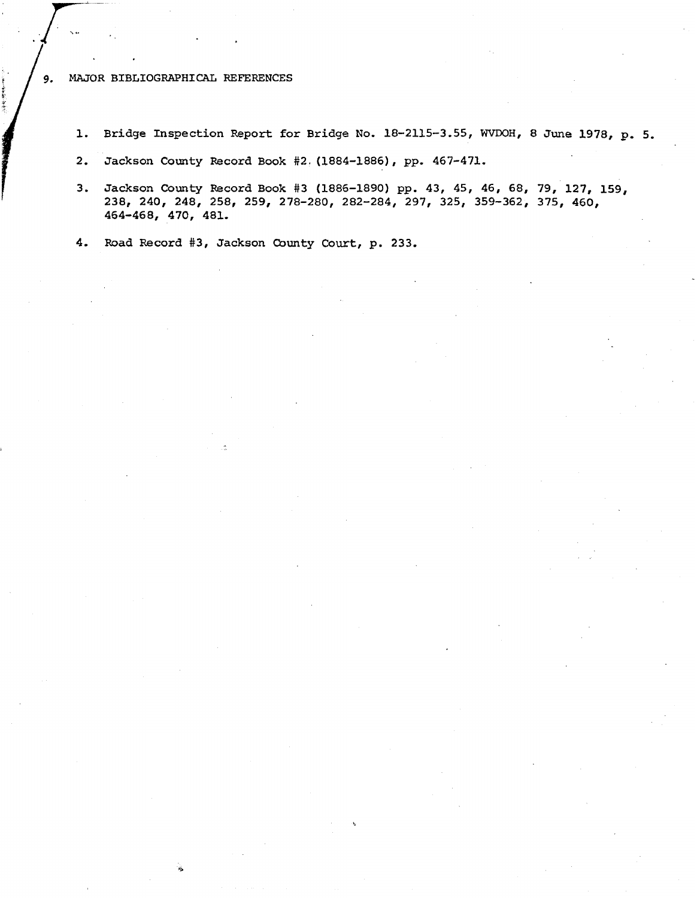## 9. MAJOR BIBLIOGRAPHICAL REFERENCES

1. Bridge Inspection Report for Bridge No. 18-2115-3.55, WVDOH, 8 June 1978, p. 5.

2. Jackson County Record Book #2 (1884-1886), pp. 467-471.

3. Jackson County Record Book #3 (1886-1890) pp. 43, 45, 46, 68, 79, 127, 159, 238, 240, 248, 258, 259, 278-280, 282-284, 297, 325, 359-362, 375, 460, 464-468, 470, 481.

4. Road Record #3, Jackson County Court, p. 233.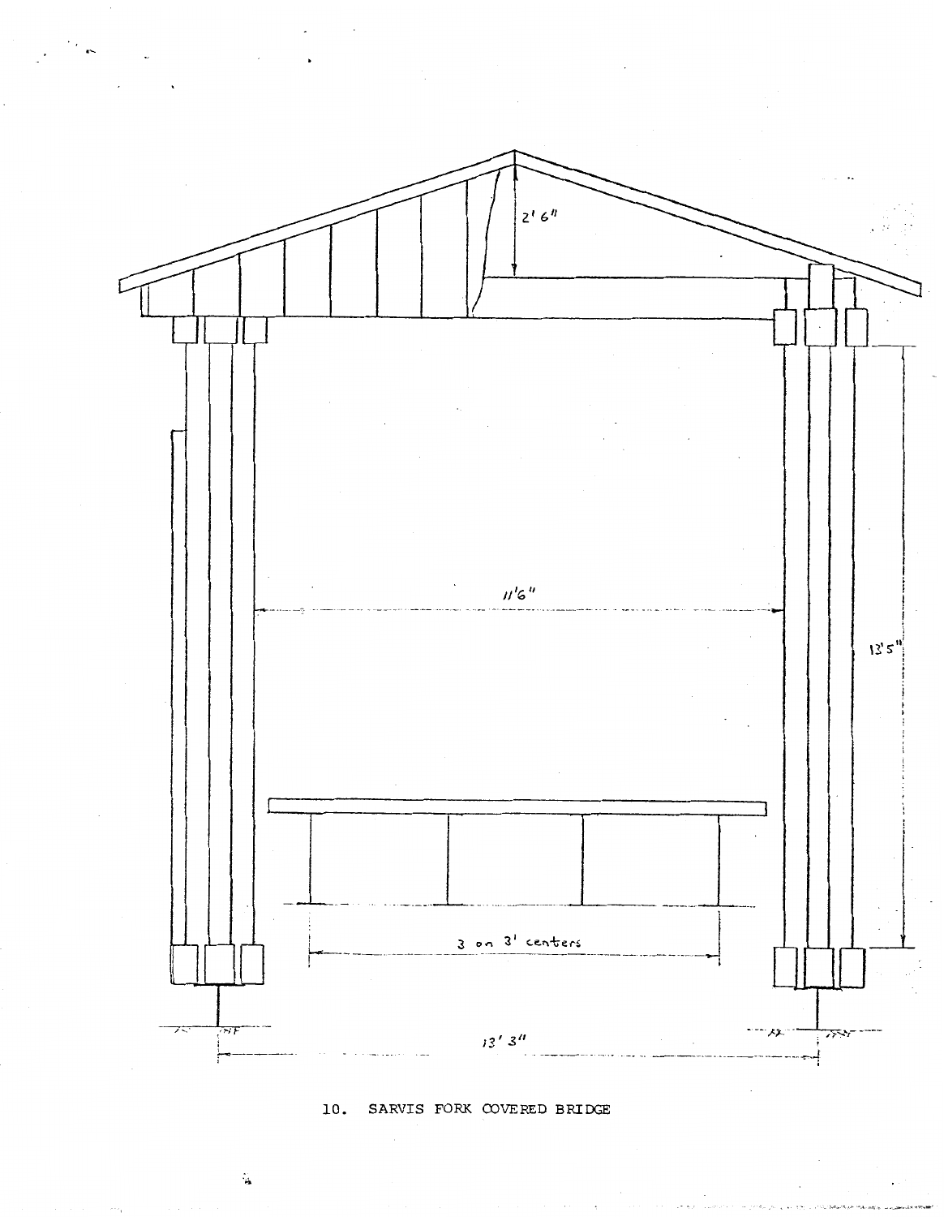2' 6"

11'6"

13'5"

3 on 3' centers

13' 3"

10. SARVIS FORK COVERED BRIDGE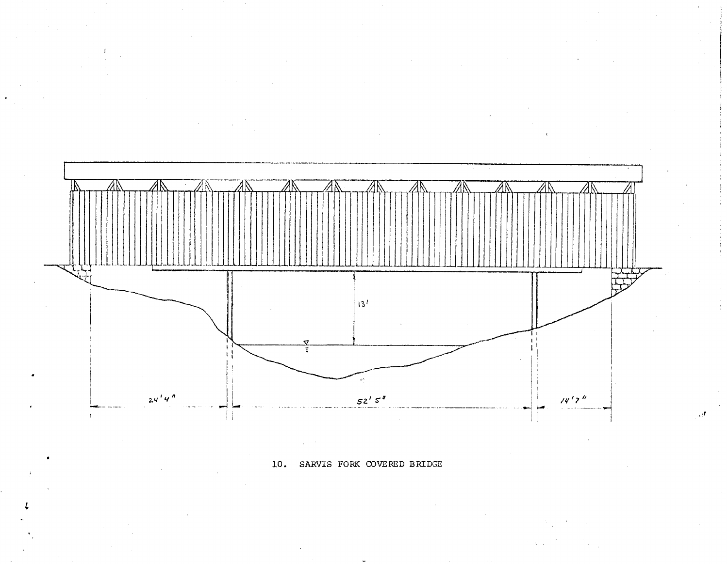10. SARVIS FORK COVERED BRIDGE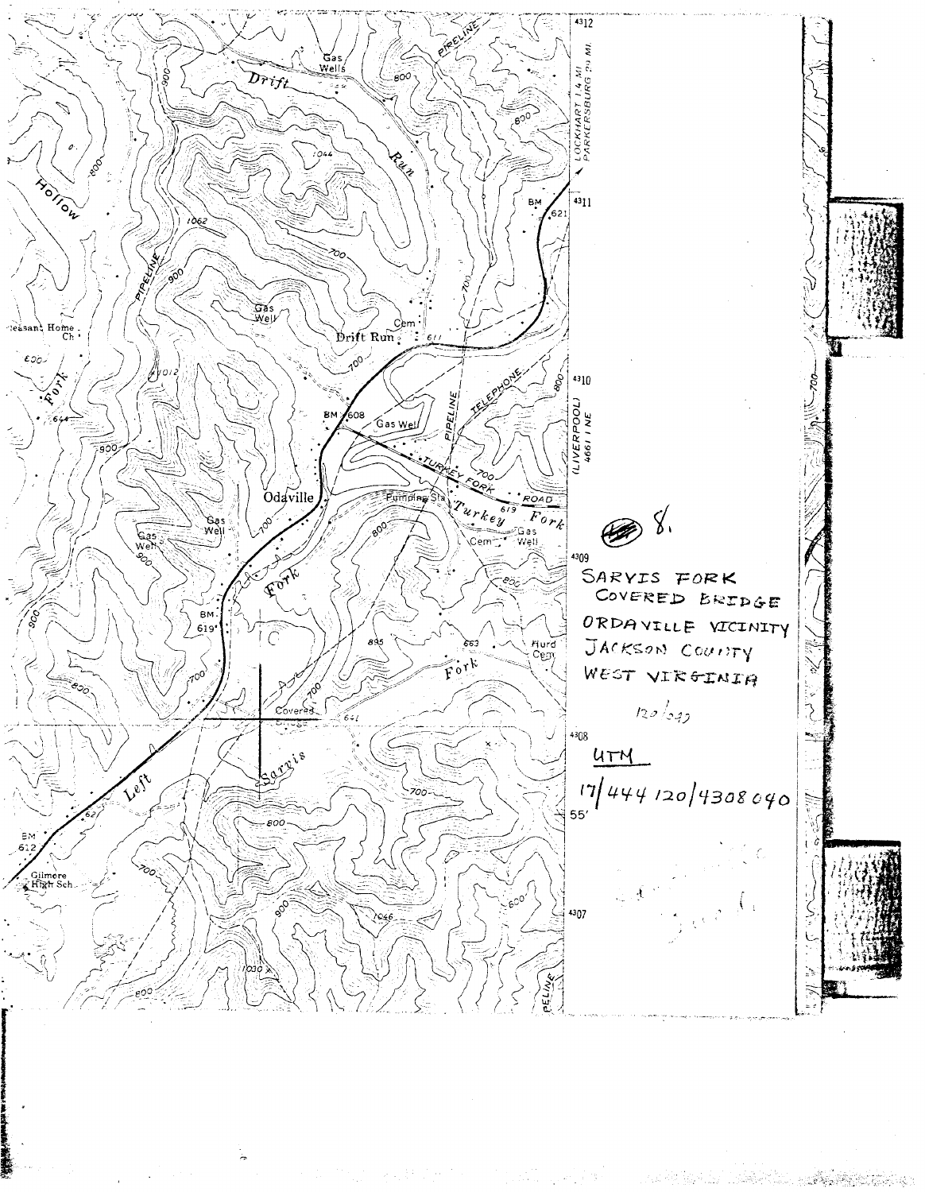8.

SARVIS FORK COVERED BRIDGE
ORDAVILLE VICINITY
JACKSON COUNTY
WEST VIRGINIA

120/040

UTM

17/444 120/4308 040

Gas Wells

Drift Run

PIPELINE

LOCKHART 1.4 MI.
PARKERSBURG 29 MI.

Hollow

1044

1062

BM 621

Gas Well

Pleasant Home Ch

Drift Run

Cem

611

Fork

1012

644

BM 608

Gas Well

PIPELINE

TELEPHONE

(LIVERPOOL)
4661 I NE

TURKEY FORK ROAD

Odaville

Pumping Sta

619

Turkey Fork

Gas Well

Cem

Gas Well

Gas Well

Fork

BM 619

895

663

Hurd Cem

Fork

Covered Bridge

641

Sarvis

Left

BM 612

Gilmore High Sch

1046

1030

4312

4311

4310

4309

4308

55'

4307

800

900

700

600